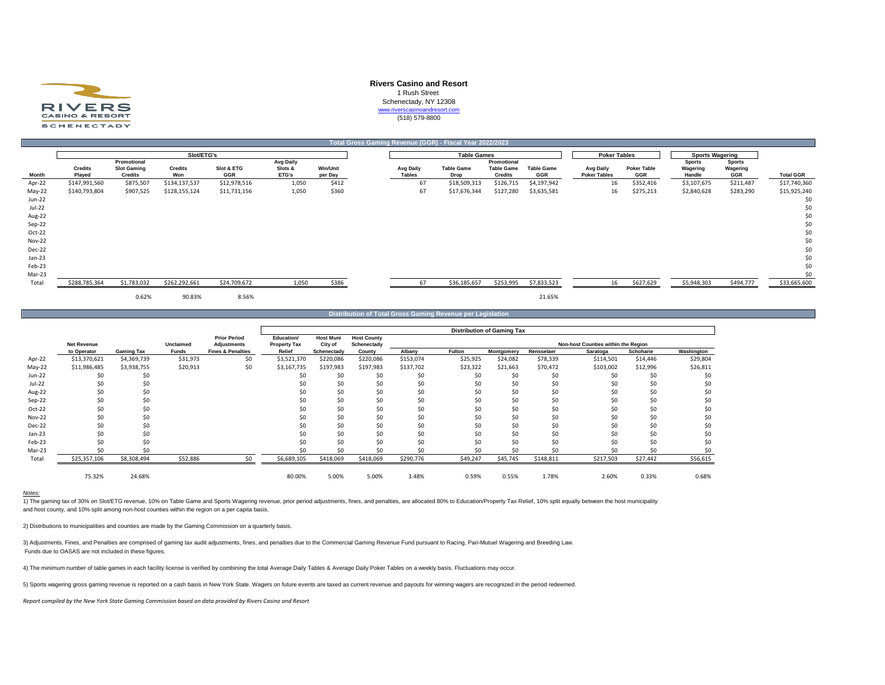RIVERS CASINO & RESORT SCHENECTADY

**Rivers Casino and Resort**
1 Rush Street
Schenectady, NY 12308
www.riverscasinoandresort.com
(518) 579-8800

## Total Gross Gaming Revenue (GGR) - Fiscal Year 2022/2023

| | Slot/ETG's | | | | | | Table Games | | | | Poker Tables | | Sports Wagering | | |
|---|---|---|---|---|---|---|---|---|---|---|---|---|---|---|---|
| Month | Credits Played | Promotional Slot Gaming Credits | Credits Won | Slot & ETG GGR | Avg Daily Slots & ETG's | Win/Unit per Day | Avg Daily Tables | Table Game Drop | Promotional Table Game Credits | Table Game GGR | Avg Daily Poker Tables | Poker Table GGR | Sports Wagering Handle | Sports Wagering GGR | Total GGR |
| Apr-22 | $147,991,560 | $875,507 | $134,137,537 | $12,978,516 | 1,050 | $412 | 67 | $18,509,313 | $126,715 | $4,197,942 | 16 | $352,416 | $3,107,675 | $211,487 | $17,740,360 |
| May-22 | $140,793,804 | $907,525 | $128,155,124 | $11,731,156 | 1,050 | $360 | 67 | $17,676,344 | $127,280 | $3,635,581 | 16 | $275,213 | $2,840,628 | $283,290 | $15,925,240 |
| Jun-22 | | | | | | | | | | | | | | | $0 |
| Jul-22 | | | | | | | | | | | | | | | $0 |
| Aug-22 | | | | | | | | | | | | | | | $0 |
| Sep-22 | | | | | | | | | | | | | | | $0 |
| Oct-22 | | | | | | | | | | | | | | | $0 |
| Nov-22 | | | | | | | | | | | | | | | $0 |
| Dec-22 | | | | | | | | | | | | | | | $0 |
| Jan-23 | | | | | | | | | | | | | | | $0 |
| Feb-23 | | | | | | | | | | | | | | | $0 |
| Mar-23 | | | | | | | | | | | | | | | $0 |
| Total | $288,785,364 | $1,783,032 | $262,292,661 | $24,709,672 | 1,050 | $386 | 67 | $36,185,657 | $253,995 | $7,833,523 | 16 | $627,629 | $5,948,303 | $494,777 | $33,665,600 |
| | | 0.62% | 90.83% | 8.56% | | | | | | 21.65% | | | | | |

## Distribution of Total Gross Gaming Revenue per Legislation

| | | | | | Distribution of Gaming Tax | | | | | | | | | | |
|---|---|---|---|---|---|---|---|---|---|---|---|---|---|---|---|
| | | | | | | | | Non-host Counties within the Region | | | | | | | |
| Month | Net Revenue to Operator | Gaming Tax | Unclaimed Funds | Prior Period Adjustments Fines & Penalties | Education/ Property Tax Relief | Host Muni City of Schenectady | Host County Schenectady County | Albany | Fulton | Montgomery | Rensselaer | Saratoga | Schoharie | Washington |
| Apr-22 | $13,370,621 | $4,369,739 | $31,973 | $0 | $3,521,370 | $220,086 | $220,086 | $153,074 | $25,925 | $24,082 | $78,339 | $114,501 | $14,446 | $29,804 |
| May-22 | $11,986,485 | $3,938,755 | $20,913 | $0 | $3,167,735 | $197,983 | $197,983 | $137,702 | $23,322 | $21,663 | $70,472 | $103,002 | $12,996 | $26,811 |
| Jun-22 | $0 | $0 | | | $0 | $0 | $0 | $0 | $0 | $0 | $0 | $0 | $0 | $0 |
| Jul-22 | $0 | $0 | | | $0 | $0 | $0 | $0 | $0 | $0 | $0 | $0 | $0 | $0 |
| Aug-22 | $0 | $0 | | | $0 | $0 | $0 | $0 | $0 | $0 | $0 | $0 | $0 | $0 |
| Sep-22 | $0 | $0 | | | $0 | $0 | $0 | $0 | $0 | $0 | $0 | $0 | $0 | $0 |
| Oct-22 | $0 | $0 | | | $0 | $0 | $0 | $0 | $0 | $0 | $0 | $0 | $0 | $0 |
| Nov-22 | $0 | $0 | | | $0 | $0 | $0 | $0 | $0 | $0 | $0 | $0 | $0 | $0 |
| Dec-22 | $0 | $0 | | | $0 | $0 | $0 | $0 | $0 | $0 | $0 | $0 | $0 | $0 |
| Jan-23 | $0 | $0 | | | $0 | $0 | $0 | $0 | $0 | $0 | $0 | $0 | $0 | $0 |
| Feb-23 | $0 | $0 | | | $0 | $0 | $0 | $0 | $0 | $0 | $0 | $0 | $0 | $0 |
| Mar-23 | $0 | $0 | | | $0 | $0 | $0 | $0 | $0 | $0 | $0 | $0 | $0 | $0 |
| Total | $25,357,106 | $8,308,494 | $52,886 | $0 | $6,689,105 | $418,069 | $418,069 | $290,776 | $49,247 | $45,745 | $148,811 | $217,503 | $27,442 | $56,615 |
| | 75.32% | 24.68% | | | 80.00% | 5.00% | 5.00% | 3.48% | 0.59% | 0.55% | 1.78% | 2.60% | 0.33% | 0.68% |

*Notes:*

1) The gaming tax of 30% on Slot/ETG revenue, 10% on Table Game and Sports Wagering revenue, prior period adjustments, fines, and penalties, are allocated 80% to Education/Property Tax Relief, 10% split equally between the host municipality and host county, and 10% split among non-host counties within the region on a per capita basis.

2) Distributions to municipalities and counties are made by the Gaming Commission on a quarterly basis.

3) Adjustments, Fines, and Penalties are comprised of gaming tax audit adjustments, fines, and penalties due to the Commercial Gaming Revenue Fund pursuant to Racing, Pari-Mutuel Wagering and Breeding Law. Funds due to OASAS are not included in these figures.

4) The minimum number of table games in each facility license is verified by combining the total Average Daily Tables & Average Daily Poker Tables on a weekly basis. Fluctuations may occur.

5) Sports wagering gross gaming revenue is reported on a cash basis in New York State. Wagers on future events are taxed as current revenue and payouts for winning wagers are recognized in the period redeemed.

*Report compiled by the New York State Gaming Commission based on data provided by Rivers Casino and Resort*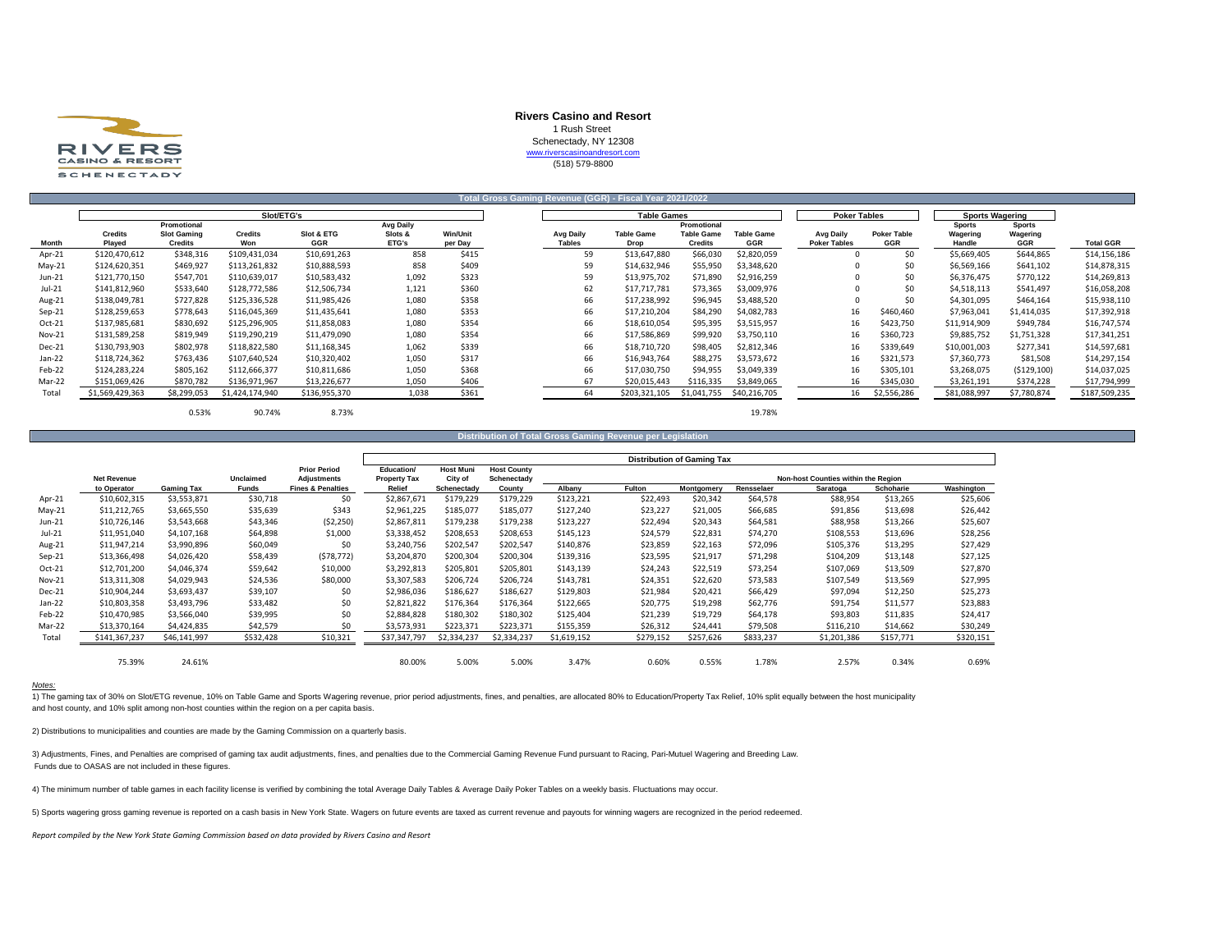**Rivers Casino and Resort**
1 Rush Street
Schenectady, NY 12308
www.riverscasinoandresort.com
(518) 579-8800

## Total Gross Gaming Revenue (GGR) - Fiscal Year 2021/2022

| | Slot/ETG's | | | | | | Table Games | | | | Poker Tables | | Sports Wagering | | |
|---|---|---|---|---|---|---|---|---|---|---|---|---|---|---|---|
| Month | Credits Played | Promotional Slot Gaming Credits | Credits Won | Slot & ETG GGR | Avg Daily Slots & ETG's | Win/Unit per Day | Avg Daily Tables | Table Game Drop | Promotional Table Game Credits | Table Game GGR | Avg Daily Poker Tables | Poker Table GGR | Sports Wagering Handle | Sports Wagering GGR | Total GGR |
| Apr-21 | $120,470,612 | $348,316 | $109,431,034 | $10,691,263 | 858 | $415 | 59 | $13,647,880 | $66,030 | $2,820,059 | 0 | $0 | $5,669,405 | $644,865 | $14,156,186 |
| May-21 | $124,620,351 | $469,927 | $113,261,832 | $10,888,593 | 858 | $409 | 59 | $14,632,946 | $55,950 | $3,348,620 | 0 | $0 | $6,569,166 | $641,102 | $14,878,315 |
| Jun-21 | $121,770,150 | $547,701 | $110,639,017 | $10,583,432 | 1,092 | $323 | 59 | $13,975,702 | $71,890 | $2,916,259 | 0 | $0 | $6,376,475 | $770,122 | $14,269,813 |
| Jul-21 | $141,812,960 | $533,640 | $128,772,586 | $12,506,734 | 1,121 | $360 | 62 | $17,717,781 | $73,365 | $3,009,976 | 0 | $0 | $4,518,113 | $541,497 | $16,058,208 |
| Aug-21 | $138,049,781 | $727,828 | $125,336,528 | $11,985,426 | 1,080 | $358 | 66 | $17,238,992 | $96,945 | $3,488,520 | 0 | $0 | $4,301,095 | $464,164 | $15,938,110 |
| Sep-21 | $128,259,653 | $778,643 | $116,045,369 | $11,435,641 | 1,080 | $353 | 66 | $17,210,204 | $84,290 | $4,082,783 | 16 | $460,460 | $7,963,041 | $1,414,035 | $17,392,918 |
| Oct-21 | $137,985,681 | $830,692 | $125,296,905 | $11,858,083 | 1,080 | $354 | 66 | $18,610,054 | $95,395 | $3,515,957 | 16 | $423,750 | $11,914,909 | $949,784 | $16,747,574 |
| Nov-21 | $131,589,258 | $819,949 | $119,290,219 | $11,479,090 | 1,080 | $354 | 66 | $17,586,869 | $99,920 | $3,750,110 | 16 | $360,723 | $9,885,752 | $1,751,328 | $17,341,251 |
| Dec-21 | $130,793,903 | $802,978 | $118,822,580 | $11,168,345 | 1,062 | $339 | 66 | $18,710,720 | $98,405 | $2,812,346 | 16 | $339,649 | $10,001,003 | $277,341 | $14,597,681 |
| Jan-22 | $118,724,362 | $763,436 | $107,640,524 | $10,320,402 | 1,050 | $317 | 66 | $16,943,764 | $88,275 | $3,573,672 | 16 | $321,573 | $7,360,773 | $81,508 | $14,297,154 |
| Feb-22 | $124,283,224 | $805,162 | $112,666,377 | $10,811,686 | 1,050 | $368 | 66 | $17,030,750 | $94,955 | $3,049,339 | 16 | $305,101 | $3,268,075 | ($129,100) | $14,037,025 |
| Mar-22 | $151,069,426 | $870,782 | $136,971,967 | $13,226,677 | 1,050 | $406 | 67 | $20,015,443 | $116,335 | $3,849,065 | 16 | $345,030 | $3,261,191 | $374,228 | $17,794,999 |
| Total | $1,569,429,363 | $8,299,053 | $1,424,174,940 | $136,955,370 | 1,038 | $361 | 64 | $203,321,105 | $1,041,755 | $40,216,705 | 16 | $2,556,286 | $81,088,997 | $7,780,874 | $187,509,235 |
| | | 0.53% | 90.74% | 8.73% | | | | | | 19.78% | | | | | |

## Distribution of Total Gross Gaming Revenue per Legislation

| | | | | | Distribution of Gaming Tax | | | | | | | | | | |
|---|---|---|---|---|---|---|---|---|---|---|---|---|---|---|---|
| | | | | | | | | Non-host Counties within the Region | | | | | | | |
| | Net Revenue to Operator | Gaming Tax | Unclaimed Funds | Prior Period Adjustments Fines & Penalties | Education/ Property Tax Relief | Host Muni City of Schenectady | Host County Schenectady County | Albany | Fulton | Montgomery | Rensselaer | Saratoga | Schoharie | Washington |
| Apr-21 | $10,602,315 | $3,553,871 | $30,718 | $0 | $2,867,671 | $179,229 | $179,229 | $123,221 | $22,493 | $20,342 | $64,578 | $88,954 | $13,265 | $25,606 |
| May-21 | $11,212,765 | $3,665,550 | $35,639 | $343 | $2,961,225 | $185,077 | $185,077 | $127,240 | $23,227 | $21,005 | $66,685 | $91,856 | $13,698 | $26,442 |
| Jun-21 | $10,726,146 | $3,543,668 | $43,346 | ($2,250) | $2,867,811 | $179,238 | $179,238 | $123,227 | $22,494 | $20,343 | $64,581 | $88,958 | $13,266 | $25,607 |
| Jul-21 | $11,951,040 | $4,107,168 | $64,898 | $1,000 | $3,338,452 | $208,653 | $208,653 | $145,123 | $24,579 | $22,831 | $74,270 | $108,553 | $13,696 | $28,256 |
| Aug-21 | $11,947,214 | $3,990,896 | $60,049 | $0 | $3,240,756 | $202,547 | $202,547 | $140,876 | $23,859 | $22,163 | $72,096 | $105,376 | $13,295 | $27,429 |
| Sep-21 | $13,366,498 | $4,026,420 | $58,439 | ($78,772) | $3,204,870 | $200,304 | $200,304 | $139,316 | $23,595 | $21,917 | $71,298 | $104,209 | $13,148 | $27,125 |
| Oct-21 | $12,701,200 | $4,046,374 | $59,642 | $10,000 | $3,292,813 | $205,801 | $205,801 | $143,139 | $24,243 | $22,519 | $73,254 | $107,069 | $13,509 | $27,870 |
| Nov-21 | $13,311,308 | $4,029,943 | $24,536 | $80,000 | $3,307,583 | $206,724 | $206,724 | $143,781 | $24,351 | $22,620 | $73,583 | $107,549 | $13,569 | $27,995 |
| Dec-21 | $10,904,244 | $3,693,437 | $39,107 | $0 | $2,986,036 | $186,627 | $186,627 | $129,803 | $21,984 | $20,421 | $66,429 | $97,094 | $12,250 | $25,273 |
| Jan-22 | $10,803,358 | $3,493,796 | $33,482 | $0 | $2,821,822 | $176,364 | $176,364 | $122,665 | $20,775 | $19,298 | $62,776 | $91,754 | $11,577 | $23,883 |
| Feb-22 | $10,470,985 | $3,566,040 | $39,995 | $0 | $2,884,828 | $180,302 | $180,302 | $125,404 | $21,239 | $19,729 | $64,178 | $93,803 | $11,835 | $24,417 |
| Mar-22 | $13,370,164 | $4,424,835 | $42,579 | $0 | $3,573,931 | $223,371 | $223,371 | $155,359 | $26,312 | $24,441 | $79,508 | $116,210 | $14,662 | $30,249 |
| Total | $141,367,237 | $46,141,997 | $532,428 | $10,321 | $37,347,797 | $2,334,237 | $2,334,237 | $1,619,152 | $279,152 | $257,626 | $833,237 | $1,201,386 | $157,771 | $320,151 |
| | 75.39% | 24.61% | | | 80.00% | 5.00% | 5.00% | 3.47% | 0.60% | 0.55% | 1.78% | 2.57% | 0.34% | 0.69% |

*Notes:*

1) The gaming tax of 30% on Slot/ETG revenue, 10% on Table Game and Sports Wagering revenue, prior period adjustments, fines, and penalties, are allocated 80% to Education/Property Tax Relief, 10% split equally between the host municipality and host county, and 10% split among non-host counties within the region on a per capita basis.

2) Distributions to municipalities and counties are made by the Gaming Commission on a quarterly basis.

3) Adjustments, Fines, and Penalties are comprised of gaming tax audit adjustments, fines, and penalties due to the Commercial Gaming Revenue Fund pursuant to Racing, Pari-Mutuel Wagering and Breeding Law. Funds due to OASAS are not included in these figures.

4) The minimum number of table games in each facility license is verified by combining the total Average Daily Tables & Average Daily Poker Tables on a weekly basis. Fluctuations may occur.

5) Sports wagering gross gaming revenue is reported on a cash basis in New York State. Wagers on future events are taxed as current revenue and payouts for winning wagers are recognized in the period redeemed.

*Report compiled by the New York State Gaming Commission based on data provided by Rivers Casino and Resort*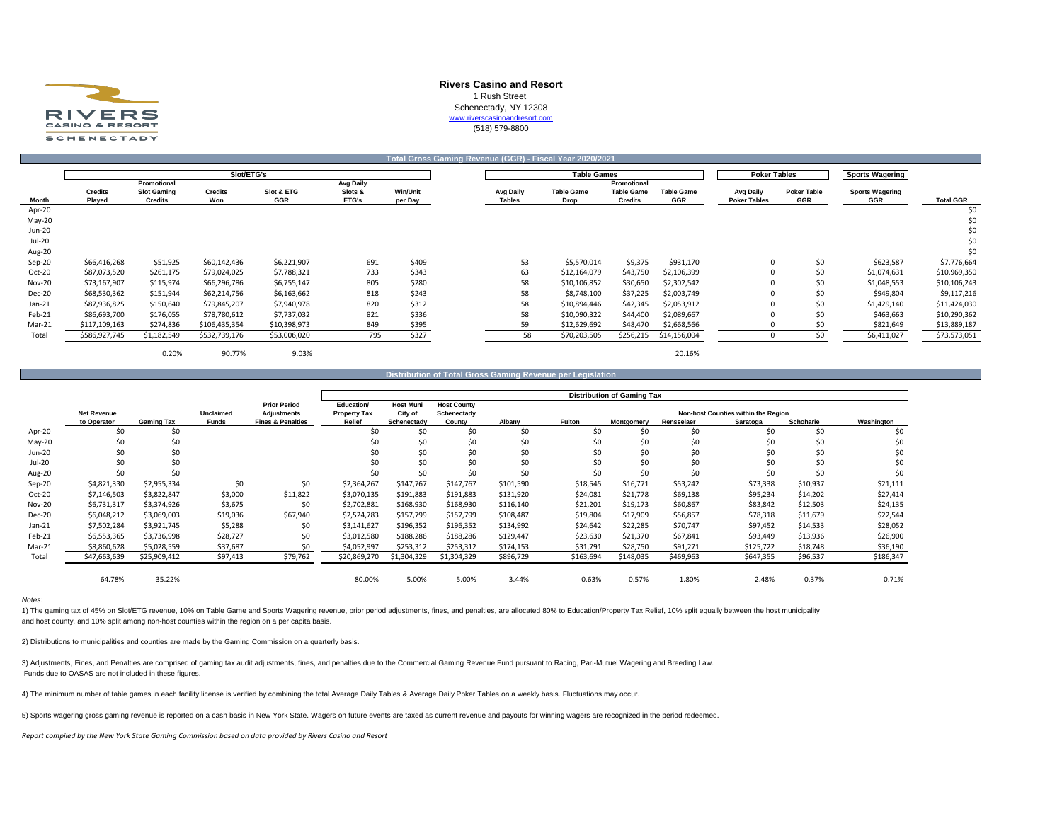# Rivers Casino and Resort

1 Rush Street
Schenectady, NY 12308
www.riverscasinoandresort.com
(518) 579-8800

## Total Gross Gaming Revenue (GGR) - Fiscal Year 2020/2021

| | Slot/ETG's | | | | | | Table Games | | | | Poker Tables | | Sports Wagering | |
|---|---|---|---|---|---|---|---|---|---|---|---|---|---|---|
| Month | Credits Played | Promotional Slot Gaming Credits | Credits Won | Slot & ETG GGR | Avg Daily Slots & ETG's | Win/Unit per Day | Avg Daily Tables | Table Game Drop | Promotional Table Game Credits | Table Game GGR | Avg Daily Poker Tables | Poker Table GGR | Sports Wagering GGR | Total GGR |
| Apr-20 | | | | | | | | | | | | | | $0 |
| May-20 | | | | | | | | | | | | | | $0 |
| Jun-20 | | | | | | | | | | | | | | $0 |
| Jul-20 | | | | | | | | | | | | | | $0 |
| Aug-20 | | | | | | | | | | | | | | $0 |
| Sep-20 | $66,416,268 | $51,925 | $60,142,436 | $6,221,907 | 691 | $409 | 53 | $5,570,014 | $9,375 | $931,170 | 0 | $0 | $623,587 | $7,776,664 |
| Oct-20 | $87,073,520 | $261,175 | $79,024,025 | $7,788,321 | 733 | $343 | 63 | $12,164,079 | $43,750 | $2,106,399 | 0 | $0 | $1,074,631 | $10,969,350 |
| Nov-20 | $73,167,907 | $115,974 | $66,296,786 | $6,755,147 | 805 | $280 | 58 | $10,106,852 | $30,650 | $2,302,542 | 0 | $0 | $1,048,553 | $10,106,243 |
| Dec-20 | $68,530,362 | $151,944 | $62,214,756 | $6,163,662 | 818 | $243 | 58 | $8,748,100 | $37,225 | $2,003,749 | 0 | $0 | $949,804 | $9,117,216 |
| Jan-21 | $87,936,825 | $150,640 | $79,845,207 | $7,940,978 | 820 | $312 | 58 | $10,894,446 | $42,345 | $2,053,912 | 0 | $0 | $1,429,140 | $11,424,030 |
| Feb-21 | $86,693,700 | $176,055 | $78,780,612 | $7,737,032 | 821 | $336 | 58 | $10,090,322 | $44,400 | $2,089,667 | 0 | $0 | $463,663 | $10,290,362 |
| Mar-21 | $117,109,163 | $274,836 | $106,435,354 | $10,398,973 | 849 | $395 | 59 | $12,629,692 | $48,470 | $2,668,566 | 0 | $0 | $821,649 | $13,889,187 |
| Total | $586,927,745 | $1,182,549 | $532,739,176 | $53,006,020 | 795 | $327 | 58 | $70,203,505 | $256,215 | $14,156,004 | 0 | $0 | $6,411,027 | $73,573,051 |
| | | 0.20% | 90.77% | 9.03% | | | | | | 20.16% | | | | |

## Distribution of Total Gross Gaming Revenue per Legislation

| | | | | | Distribution of Gaming Tax | | | | | | | | | |
|---|---|---|---|---|---|---|---|---|---|---|---|---|---|---|
| | | | | | | | | Non-host Counties within the Region | | | | | | |
| Month | Net Revenue to Operator | Gaming Tax | Unclaimed Funds | Prior Period Adjustments Fines & Penalties | Education/ Property Tax Relief | Host Muni City of Schenectady | Host County Schenectady County | Albany | Fulton | Montgomery | Rensselaer | Saratoga | Schoharie | Washington |
| Apr-20 | $0 | $0 | | | $0 | $0 | $0 | $0 | $0 | $0 | $0 | $0 | $0 | $0 |
| May-20 | $0 | $0 | | | $0 | $0 | $0 | $0 | $0 | $0 | $0 | $0 | $0 | $0 |
| Jun-20 | $0 | $0 | | | $0 | $0 | $0 | $0 | $0 | $0 | $0 | $0 | $0 | $0 |
| Jul-20 | $0 | $0 | | | $0 | $0 | $0 | $0 | $0 | $0 | $0 | $0 | $0 | $0 |
| Aug-20 | $0 | $0 | | | $0 | $0 | $0 | $0 | $0 | $0 | $0 | $0 | $0 | $0 |
| Sep-20 | $4,821,330 | $2,955,334 | $0 | $0 | $2,364,267 | $147,767 | $147,767 | $101,590 | $18,545 | $16,771 | $53,242 | $73,338 | $10,937 | $21,111 |
| Oct-20 | $7,146,503 | $3,822,847 | $3,000 | $11,822 | $3,070,135 | $191,883 | $191,883 | $131,920 | $24,081 | $21,778 | $69,138 | $95,234 | $14,202 | $27,414 |
| Nov-20 | $6,731,317 | $3,374,926 | $3,675 | $0 | $2,702,881 | $168,930 | $168,930 | $116,140 | $21,201 | $19,173 | $60,867 | $83,842 | $12,503 | $24,135 |
| Dec-20 | $6,048,212 | $3,069,003 | $19,036 | $67,940 | $2,524,783 | $157,799 | $157,799 | $108,487 | $19,804 | $17,909 | $56,857 | $78,318 | $11,679 | $22,544 |
| Jan-21 | $7,502,284 | $3,921,745 | $5,288 | $0 | $3,141,627 | $196,352 | $196,352 | $134,992 | $24,642 | $22,285 | $70,747 | $97,452 | $14,533 | $28,052 |
| Feb-21 | $6,553,365 | $3,736,998 | $28,727 | $0 | $3,012,580 | $188,286 | $188,286 | $129,447 | $23,630 | $21,370 | $67,841 | $93,449 | $13,936 | $26,900 |
| Mar-21 | $8,860,628 | $5,028,559 | $37,687 | $0 | $4,052,997 | $253,312 | $253,312 | $174,153 | $31,791 | $28,750 | $91,271 | $125,722 | $18,748 | $36,190 |
| Total | $47,663,639 | $25,909,412 | $97,413 | $79,762 | $20,869,270 | $1,304,329 | $1,304,329 | $896,729 | $163,694 | $148,035 | $469,963 | $647,355 | $96,537 | $186,347 |
| | 64.78% | 35.22% | | | 80.00% | 5.00% | 5.00% | 3.44% | 0.63% | 0.57% | 1.80% | 2.48% | 0.37% | 0.71% |

*Notes:*

1) The gaming tax of 45% on Slot/ETG revenue, 10% on Table Game and Sports Wagering revenue, prior period adjustments, fines, and penalties, are allocated 80% to Education/Property Tax Relief, 10% split equally between the host municipality and host county, and 10% split among non-host counties within the region on a per capita basis.

2) Distributions to municipalities and counties are made by the Gaming Commission on a quarterly basis.

3) Adjustments, Fines, and Penalties are comprised of gaming tax audit adjustments, fines, and penalties due to the Commercial Gaming Revenue Fund pursuant to Racing, Pari-Mutuel Wagering and Breeding Law. Funds due to OASAS are not included in these figures.

4) The minimum number of table games in each facility license is verified by combining the total Average Daily Table & Average Daily Poker Tables on a weekly basis. Fluctuations may occur.

5) Sports wagering gross gaming revenue is reported on a cash basis in New York State. Wagers on future events are taxed as current revenue and payouts for winning wagers are recognized in the period redeemed.

*Report compiled by the New York State Gaming Commission based on data provided by Rivers Casino and Resort*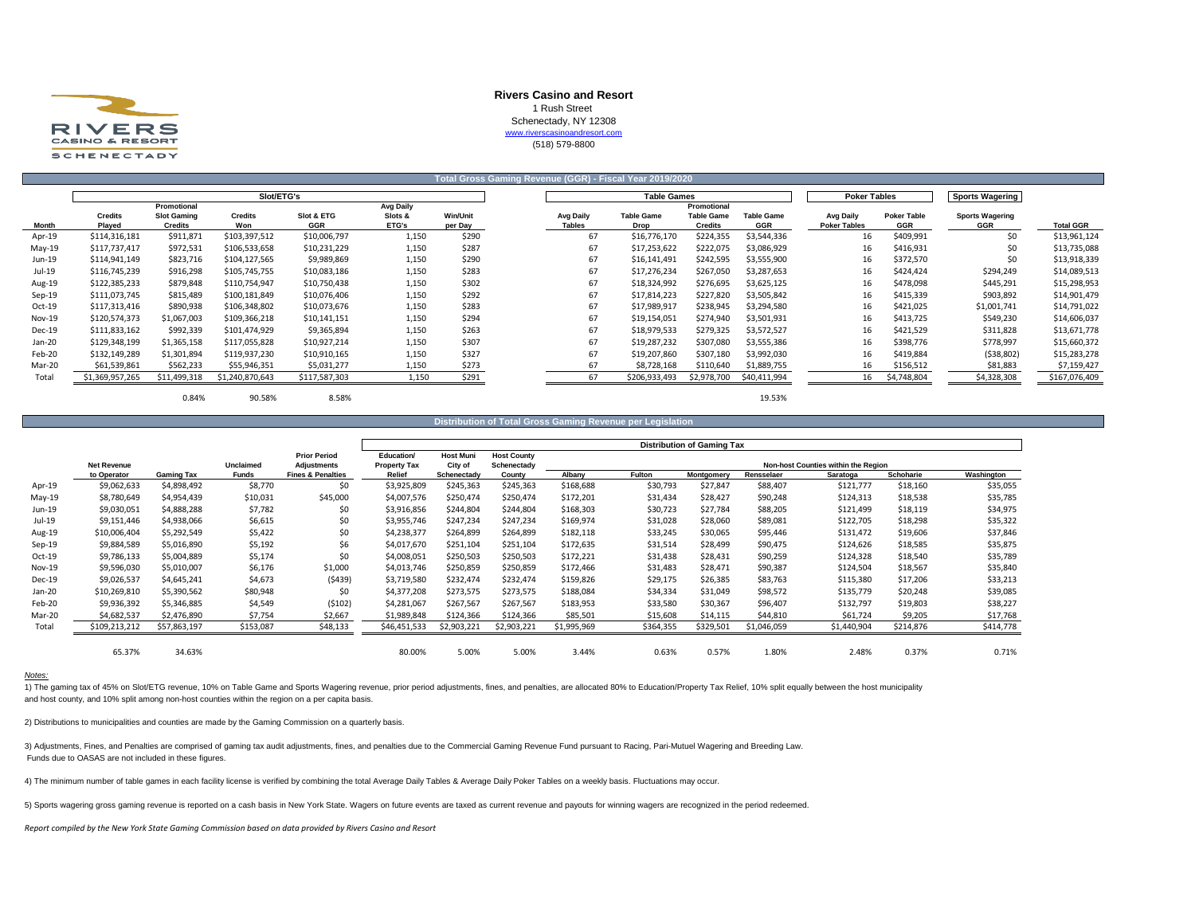**Rivers Casino and Resort**
1 Rush Street
Schenectady, NY 12308
www.riverscasinoandresort.com
(518) 579-8800

## Total Gross Gaming Revenue (GGR) - Fiscal Year 2019/2020

| | Slot/ETG's | | | | | | Table Games | | | | Poker Tables | | Sports Wagering | |
|---|---|---|---|---|---|---|---|---|---|---|---|---|---|---|
| Month | Credits Played | Promotional Slot Gaming Credits | Credits Won | Slot & ETG GGR | Avg Daily Slots & ETG's | Win/Unit per Day | Avg Daily Tables | Table Game Drop | Promotional Table Game Credits | Table Game GGR | Avg Daily Poker Tables | Poker Table GGR | Sports Wagering GGR | Total GGR |
| Apr-19 | $114,316,181 | $911,871 | $103,397,512 | $10,006,797 | 1,150 | $290 | 67 | $16,776,170 | $224,355 | $3,544,336 | 16 | $409,991 | $0 | $13,961,124 |
| May-19 | $117,737,417 | $972,531 | $106,533,658 | $10,231,229 | 1,150 | $287 | 67 | $17,253,622 | $222,075 | $3,086,929 | 16 | $416,931 | $0 | $13,735,088 |
| Jun-19 | $114,941,149 | $823,716 | $104,127,565 | $9,989,869 | 1,150 | $290 | 67 | $16,141,491 | $242,595 | $3,555,900 | 16 | $372,570 | $0 | $13,918,339 |
| Jul-19 | $116,745,239 | $916,298 | $105,745,755 | $10,083,186 | 1,150 | $283 | 67 | $17,276,234 | $267,050 | $3,287,653 | 16 | $424,424 | $294,249 | $14,089,513 |
| Aug-19 | $122,385,233 | $879,848 | $110,754,947 | $10,750,438 | 1,150 | $302 | 67 | $18,324,992 | $276,695 | $3,625,125 | 16 | $478,098 | $445,291 | $15,298,953 |
| Sep-19 | $111,073,745 | $815,489 | $100,181,849 | $10,076,406 | 1,150 | $292 | 67 | $17,814,223 | $227,820 | $3,505,842 | 16 | $415,339 | $903,892 | $14,901,479 |
| Oct-19 | $117,313,416 | $890,938 | $106,348,802 | $10,073,676 | 1,150 | $283 | 67 | $17,989,917 | $238,945 | $3,294,580 | 16 | $421,025 | $1,001,741 | $14,791,022 |
| Nov-19 | $120,574,373 | $1,067,003 | $109,366,218 | $10,141,151 | 1,150 | $294 | 67 | $19,154,051 | $274,940 | $3,501,931 | 16 | $413,725 | $549,230 | $14,606,037 |
| Dec-19 | $111,833,162 | $992,339 | $101,474,929 | $9,365,894 | 1,150 | $263 | 67 | $18,979,533 | $279,325 | $3,572,527 | 16 | $421,529 | $311,828 | $13,671,778 |
| Jan-20 | $129,348,199 | $1,365,158 | $117,055,828 | $10,927,214 | 1,150 | $307 | 67 | $19,287,232 | $307,080 | $3,555,386 | 16 | $398,776 | $778,997 | $15,660,372 |
| Feb-20 | $132,149,289 | $1,301,894 | $119,937,230 | $10,910,165 | 1,150 | $327 | 67 | $19,207,860 | $307,180 | $3,992,030 | 16 | $419,884 | ($38,802) | $15,283,278 |
| Mar-20 | $61,539,861 | $562,233 | $55,946,351 | $5,031,277 | 1,150 | $273 | 67 | $8,728,168 | $110,640 | $1,889,755 | 16 | $156,512 | $81,883 | $7,159,427 |
| Total | $1,369,957,265 | $11,499,318 | $1,240,870,643 | $117,587,303 | 1,150 | $291 | 67 | $206,933,493 | $2,978,700 | $40,411,994 | 16 | $4,748,804 | $4,328,308 | $167,076,409 |
| | | 0.84% | 90.58% | 8.58% | | | | | | 19.53% | | | | |

## Distribution of Total Gross Gaming Revenue per Legislation

| | | | | | Distribution of Gaming Tax | | | | | | | | | | |
|---|---|---|---|---|---|---|---|---|---|---|---|---|---|---|---|
| | | | | | | | | Non-host Counties within the Region | | | | | | | |
| Month | Net Revenue to Operator | Gaming Tax | Unclaimed Funds | Prior Period Adjustments Fines & Penalties | Education/ Property Tax Relief | Host Muni City of Schenectady | Host County Schenectady County | Albany | Fulton | Montgomery | Rensselaer | Saratoga | Schoharie | Washington |
| Apr-19 | $9,062,633 | $4,898,492 | $8,770 | $0 | $3,925,809 | $245,363 | $245,363 | $168,688 | $30,793 | $27,847 | $88,407 | $121,777 | $18,160 | $35,055 |
| May-19 | $8,780,649 | $4,954,439 | $10,031 | $45,000 | $4,007,576 | $250,474 | $250,474 | $172,201 | $31,434 | $28,427 | $90,248 | $124,313 | $18,538 | $35,785 |
| Jun-19 | $9,030,051 | $4,888,288 | $7,782 | $0 | $3,916,856 | $244,804 | $244,804 | $168,303 | $30,723 | $27,784 | $88,205 | $121,499 | $18,119 | $34,975 |
| Jul-19 | $9,151,446 | $4,938,066 | $6,615 | $0 | $3,955,746 | $247,234 | $247,234 | $169,974 | $31,028 | $28,060 | $89,081 | $122,705 | $18,298 | $35,322 |
| Aug-19 | $10,006,404 | $5,292,549 | $5,422 | $0 | $4,238,377 | $264,899 | $264,899 | $182,118 | $33,245 | $30,065 | $95,446 | $131,472 | $19,606 | $37,846 |
| Sep-19 | $9,884,589 | $5,016,890 | $5,192 | $6 | $4,017,670 | $251,104 | $251,104 | $172,635 | $31,514 | $28,499 | $90,475 | $124,626 | $18,585 | $35,875 |
| Oct-19 | $9,786,133 | $5,004,889 | $5,174 | $0 | $4,008,051 | $250,503 | $250,503 | $172,221 | $31,438 | $28,431 | $90,259 | $124,328 | $18,540 | $35,789 |
| Nov-19 | $9,596,030 | $5,010,007 | $6,176 | $1,000 | $4,013,746 | $250,859 | $250,859 | $172,466 | $31,483 | $28,471 | $90,387 | $124,504 | $18,567 | $35,840 |
| Dec-19 | $9,026,537 | $4,645,241 | $4,673 | ($439) | $3,719,580 | $232,474 | $232,474 | $159,826 | $29,175 | $26,385 | $83,763 | $115,380 | $17,206 | $33,213 |
| Jan-20 | $10,269,810 | $5,390,562 | $80,948 | $0 | $4,377,208 | $273,575 | $273,575 | $188,084 | $34,334 | $31,049 | $98,572 | $135,779 | $20,248 | $39,085 |
| Feb-20 | $9,936,392 | $5,346,885 | $4,549 | ($102) | $4,281,067 | $267,567 | $267,567 | $183,953 | $33,580 | $30,367 | $96,407 | $132,797 | $19,803 | $38,227 |
| Mar-20 | $4,682,537 | $2,476,890 | $7,754 | $2,667 | $1,989,848 | $124,366 | $124,366 | $85,501 | $15,608 | $14,115 | $44,810 | $61,724 | $9,205 | $17,768 |
| Total | $109,213,212 | $57,863,197 | $153,087 | $48,133 | $46,451,533 | $2,903,221 | $2,903,221 | $1,995,969 | $364,355 | $329,501 | $1,046,059 | $1,440,904 | $214,876 | $414,778 |
| | 65.37% | 34.63% | | | 80.00% | 5.00% | 5.00% | 3.44% | 0.63% | 0.57% | 1.80% | 2.48% | 0.37% | 0.71% |

*Notes:*

1) The gaming tax of 45% on Slot/ETG revenue, 10% on Table Game and Sports Wagering revenue, prior period adjustments, fines, and penalties, are allocated 80% to Education/Property Tax Relief, 10% split equally between the host municipality and host county, and 10% split among non-host counties within the region on a per capita basis.

2) Distributions to municipalities and counties are made by the Gaming Commission on a quarterly basis.

3) Adjustments, Fines, and Penalties are comprised of gaming tax audit adjustments, fines, and penalties due to the Commercial Gaming Revenue Fund pursuant to Racing, Pari-Mutuel Wagering and Breeding Law. Funds due to OASAS are not included in these figures.

4) The minimum number of table games in each facility license is verified by combining the total Average Daily Tables & Average Daily Poker Tables on a weekly basis. Fluctuations may occur.

5) Sports wagering gross gaming revenue is reported on a cash basis in New York State. Wagers on future events are taxed as current revenue and payouts for winning wagers are recognized in the period redeemed.

*Report compiled by the New York State Gaming Commission based on data provided by Rivers Casino and Resort*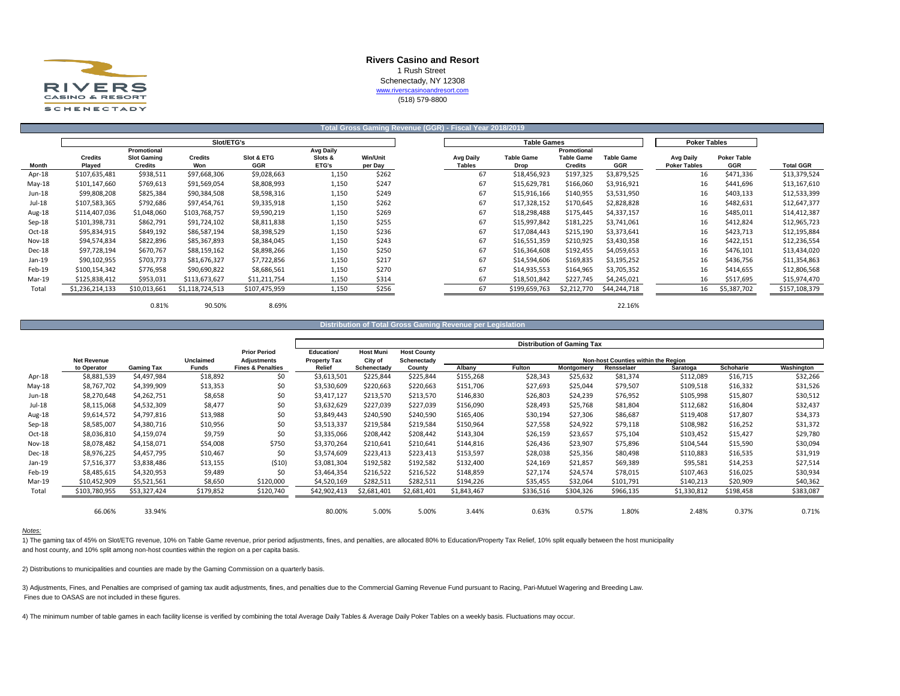# Rivers Casino and Resort

1 Rush Street
Schenectady, NY 12308
www.riverscasinoandresort.com
(518) 579-8800

## Total Gross Gaming Revenue (GGR) - Fiscal Year 2018/2019

| | Slot/ETG's | | | | | | Table Games | | | | Poker Tables | | |
|---|---|---|---|---|---|---|---|---|---|---|---|---|---|
| Month | Credits Played | Promotional Slot Gaming Credits | Credits Won | Slot & ETG GGR | Avg Daily Slots & ETG's | Win/Unit per Day | Avg Daily Tables | Table Game Drop | Promotional Table Game Credits | Table Game GGR | Avg Daily Poker Tables | Poker Table GGR | Total GGR |
| Apr-18 | $107,635,481 | $938,511 | $97,668,306 | $9,028,663 | 1,150 | $262 | 67 | $18,456,923 | $197,325 | $3,879,525 | 16 | $471,336 | $13,379,524 |
| May-18 | $101,147,660 | $769,613 | $91,569,054 | $8,808,993 | 1,150 | $247 | 67 | $15,629,781 | $166,060 | $3,916,921 | 16 | $441,696 | $13,167,610 |
| Jun-18 | $99,808,208 | $825,384 | $90,384,508 | $8,598,316 | 1,150 | $249 | 67 | $15,916,166 | $140,955 | $3,531,950 | 16 | $403,133 | $12,533,399 |
| Jul-18 | $107,583,365 | $792,686 | $97,454,761 | $9,335,918 | 1,150 | $262 | 67 | $17,328,152 | $170,645 | $2,828,828 | 16 | $482,631 | $12,647,377 |
| Aug-18 | $114,407,036 | $1,048,060 | $103,768,757 | $9,590,219 | 1,150 | $269 | 67 | $18,298,488 | $175,445 | $4,337,157 | 16 | $485,011 | $14,412,387 |
| Sep-18 | $101,398,731 | $862,791 | $91,724,102 | $8,811,838 | 1,150 | $255 | 67 | $15,997,842 | $181,225 | $3,741,061 | 16 | $412,824 | $12,965,723 |
| Oct-18 | $95,834,915 | $849,192 | $86,587,194 | $8,398,529 | 1,150 | $236 | 67 | $17,084,443 | $215,190 | $3,373,641 | 16 | $423,713 | $12,195,884 |
| Nov-18 | $94,574,834 | $822,896 | $85,367,893 | $8,384,045 | 1,150 | $243 | 67 | $16,551,359 | $210,925 | $3,430,358 | 16 | $422,151 | $12,236,554 |
| Dec-18 | $97,728,194 | $670,767 | $88,159,162 | $8,898,266 | 1,150 | $250 | 67 | $16,364,608 | $192,455 | $4,059,653 | 16 | $476,101 | $13,434,020 |
| Jan-19 | $90,102,955 | $703,773 | $81,676,327 | $7,722,856 | 1,150 | $217 | 67 | $14,594,606 | $169,835 | $3,195,252 | 16 | $436,756 | $11,354,863 |
| Feb-19 | $100,154,342 | $776,958 | $90,690,822 | $8,686,561 | 1,150 | $270 | 67 | $14,935,553 | $164,965 | $3,705,352 | 16 | $414,655 | $12,806,568 |
| Mar-19 | $125,838,412 | $953,031 | $113,673,627 | $11,211,754 | 1,150 | $314 | 67 | $18,501,842 | $227,745 | $4,245,021 | 16 | $517,695 | $15,974,470 |
| Total | $1,236,214,133 | $10,013,661 | $1,118,724,513 | $107,475,959 | 1,150 | $256 | 67 | $199,659,763 | $2,212,770 | $44,244,718 | 16 | $5,387,702 | $157,108,379 |
| | | 0.81% | 90.50% | 8.69% | | | | | | 22.16% | | | |

## Distribution of Total Gross Gaming Revenue per Legislation

| | | | | | Distribution of Gaming Tax | | | | | | | | | | |
|---|---|---|---|---|---|---|---|---|---|---|---|---|---|---|---|
| | | | | | | | | Non-host Counties within the Region | | | | | | | |
| Month | Net Revenue to Operator | Gaming Tax | Unclaimed Funds | Prior Period Adjustments Fines & Penalties | Education/ Property Tax Relief | Host Muni City of Schenectady | Host County Schenectady County | Albany | Fulton | Montgomery | Rensselaer | Saratoga | Schoharie | Washington |
| Apr-18 | $8,881,539 | $4,497,984 | $18,892 | $0 | $3,613,501 | $225,844 | $225,844 | $155,268 | $28,343 | $25,632 | $81,374 | $112,089 | $16,715 | $32,266 |
| May-18 | $8,767,702 | $4,399,909 | $13,353 | $0 | $3,530,609 | $220,663 | $220,663 | $151,706 | $27,693 | $25,044 | $79,507 | $109,518 | $16,332 | $31,526 |
| Jun-18 | $8,270,648 | $4,262,751 | $8,658 | $0 | $3,417,127 | $213,570 | $213,570 | $146,830 | $26,803 | $24,239 | $76,952 | $105,998 | $15,807 | $30,512 |
| Jul-18 | $8,115,068 | $4,532,309 | $8,477 | $0 | $3,632,629 | $227,039 | $227,039 | $156,090 | $28,493 | $25,768 | $81,804 | $112,682 | $16,804 | $32,437 |
| Aug-18 | $9,614,572 | $4,797,816 | $13,988 | $0 | $3,849,443 | $240,590 | $240,590 | $165,406 | $30,194 | $27,306 | $86,687 | $119,408 | $17,807 | $34,373 |
| Sep-18 | $8,585,007 | $4,380,716 | $10,956 | $0 | $3,513,337 | $219,584 | $219,584 | $150,964 | $27,558 | $24,922 | $79,118 | $108,982 | $16,252 | $31,372 |
| Oct-18 | $8,036,810 | $4,159,074 | $9,759 | $0 | $3,335,066 | $208,442 | $208,442 | $143,304 | $26,159 | $23,657 | $75,104 | $103,452 | $15,427 | $29,780 |
| Nov-18 | $8,078,482 | $4,158,071 | $54,008 | $750 | $3,370,264 | $210,641 | $210,641 | $144,816 | $26,436 | $23,907 | $75,896 | $104,544 | $15,590 | $30,094 |
| Dec-18 | $8,976,225 | $4,457,795 | $10,467 | $0 | $3,574,609 | $223,413 | $223,413 | $153,597 | $28,038 | $25,356 | $80,498 | $110,883 | $16,535 | $31,919 |
| Jan-19 | $7,516,377 | $3,838,486 | $13,155 | ($10) | $3,081,304 | $192,582 | $192,582 | $132,400 | $24,169 | $21,857 | $69,389 | $95,581 | $14,253 | $27,514 |
| Feb-19 | $8,485,615 | $4,320,953 | $9,489 | $0 | $3,464,354 | $216,522 | $216,522 | $148,859 | $27,174 | $24,574 | $78,015 | $107,463 | $16,025 | $30,934 |
| Mar-19 | $10,452,909 | $5,521,561 | $8,650 | $120,000 | $4,520,169 | $282,511 | $282,511 | $194,226 | $35,455 | $32,064 | $101,791 | $140,213 | $20,909 | $40,362 |
| Total | $103,780,955 | $53,327,424 | $179,852 | $120,740 | $42,902,413 | $2,681,401 | $2,681,401 | $1,843,467 | $336,516 | $304,326 | $966,135 | $1,330,812 | $198,458 | $383,087 |
| | 66.06% | 33.94% | | | 80.00% | 5.00% | 5.00% | 3.44% | 0.63% | 0.57% | 1.80% | 2.48% | 0.37% | 0.71% |

*Notes:*

1) The gaming tax of 45% on Slot/ETG revenue, 10% on Table Game revenue, prior period adjustments, fines, and penalties, are allocated 80% to Education/Property Tax Relief, 10% split equally between the host municipality and host county, and 10% split among non-host counties within the region on a per capita basis.

2) Distributions to municipalities and counties are made by the Gaming Commission on a quarterly basis.

3) Adjustments, Fines, and Penalties are comprised of gaming tax audit adjustments, fines, and penalties due to the Commercial Gaming Revenue Fund pursuant to Racing, Pari-Mutuel Wagering and Breeding Law. Fines due to OASAS are not included in these figures.

4) The minimum number of table games in each facility license is verified by combining the total Average Daily Tables & Average Daily Poker Tables on a weekly basis. Fluctuations may occur.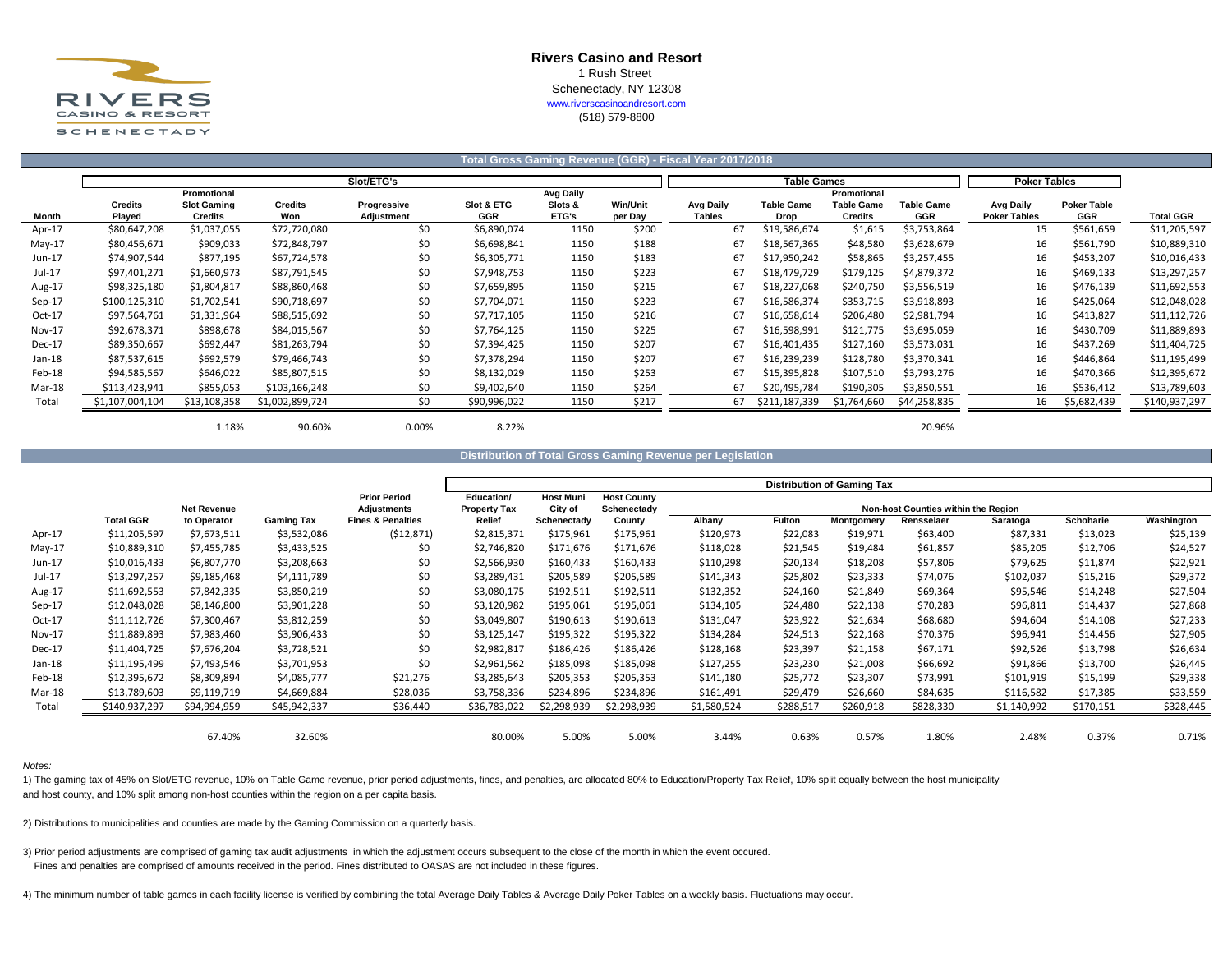RIVERS CASINO & RESORT SCHENECTADY

**Rivers Casino and Resort**
1 Rush Street
Schenectady, NY 12308
www.riverscasinoandresort.com
(518) 579-8800

## Total Gross Gaming Revenue (GGR) - Fiscal Year 2017/2018

| | Slot/ETG's | | | | | | | Table Games | | | | Poker Tables | | |
|---|---|---|---|---|---|---|---|---|---|---|---|---|---|---|
| Month | Credits Played | Promotional Slot Gaming Credits | Credits Won | Progressive Adjustment | Slot & ETG GGR | Avg Daily Slots & ETG's | Win/Unit per Day | Avg Daily Tables | Table Game Drop | Promotional Table Game Credits | Table Game GGR | Avg Daily Poker Tables | Poker Table GGR | Total GGR |
| Apr-17 | $80,647,208 | $1,037,055 | $72,720,080 | $0 | $6,890,074 | 1150 | $200 | 67 | $19,586,674 | $1,615 | $3,753,864 | 15 | $561,659 | $11,205,597 |
| May-17 | $80,456,671 | $909,033 | $72,848,797 | $0 | $6,698,841 | 1150 | $188 | 67 | $18,567,365 | $48,580 | $3,628,679 | 16 | $561,790 | $10,889,310 |
| Jun-17 | $74,907,544 | $877,195 | $67,724,578 | $0 | $6,305,771 | 1150 | $183 | 67 | $17,950,242 | $58,865 | $3,257,455 | 16 | $453,207 | $10,016,433 |
| Jul-17 | $97,401,271 | $1,660,973 | $87,791,545 | $0 | $7,948,753 | 1150 | $223 | 67 | $18,479,729 | $179,125 | $4,879,372 | 16 | $469,133 | $13,297,257 |
| Aug-17 | $98,325,180 | $1,804,817 | $88,860,468 | $0 | $7,659,895 | 1150 | $215 | 67 | $18,227,068 | $240,750 | $3,556,519 | 16 | $476,139 | $11,692,553 |
| Sep-17 | $100,125,310 | $1,702,541 | $90,718,697 | $0 | $7,704,071 | 1150 | $223 | 67 | $16,586,374 | $353,715 | $3,918,893 | 16 | $425,064 | $12,048,028 |
| Oct-17 | $97,564,761 | $1,331,964 | $88,515,692 | $0 | $7,717,105 | 1150 | $216 | 67 | $16,658,614 | $206,480 | $2,981,794 | 16 | $413,827 | $11,112,726 |
| Nov-17 | $92,678,371 | $898,678 | $84,015,567 | $0 | $7,764,125 | 1150 | $225 | 67 | $16,598,991 | $121,775 | $3,695,059 | 16 | $430,709 | $11,889,893 |
| Dec-17 | $89,350,667 | $692,447 | $81,263,794 | $0 | $7,394,425 | 1150 | $207 | 67 | $16,401,435 | $127,160 | $3,573,031 | 16 | $437,269 | $11,404,725 |
| Jan-18 | $87,537,615 | $692,579 | $79,466,743 | $0 | $7,378,294 | 1150 | $207 | 67 | $16,239,239 | $128,780 | $3,370,341 | 16 | $446,864 | $11,195,499 |
| Feb-18 | $94,585,567 | $646,022 | $85,807,515 | $0 | $8,132,029 | 1150 | $253 | 67 | $15,395,828 | $107,510 | $3,793,276 | 16 | $470,366 | $12,395,672 |
| Mar-18 | $113,423,941 | $855,053 | $103,166,248 | $0 | $9,402,640 | 1150 | $264 | 67 | $20,495,784 | $190,305 | $3,850,551 | 16 | $536,412 | $13,789,603 |
| Total | $1,107,004,104 | $13,108,358 | $1,002,899,724 | $0 | $90,996,022 | 1150 | $217 | 67 | $211,187,339 | $1,764,660 | $44,258,835 | 16 | $5,682,439 | $140,937,297 |
| | | 1.18% | 90.60% | 0.00% | 8.22% | | | | | | 20.96% | | | |

## Distribution of Total Gross Gaming Revenue per Legislation

| | | | | | Distribution of Gaming Tax | | | | | | | | | | |
|---|---|---|---|---|---|---|---|---|---|---|---|---|---|---|---|
| | | | | | | | | Non-host Counties within the Region | | | | | | | |
| | Total GGR | Net Revenue to Operator | Gaming Tax | Prior Period Adjustments Fines & Penalties | Education/ Property Tax Relief | Host Muni City of Schenectady | Host County Schenectady County | Albany | Fulton | Montgomery | Rensselaer | Saratoga | Schoharie | Washington |
| Apr-17 | $11,205,597 | $7,673,511 | $3,532,086 | ($12,871) | $2,815,371 | $175,961 | $175,961 | $120,973 | $22,083 | $19,971 | $63,400 | $87,331 | $13,023 | $25,139 |
| May-17 | $10,889,310 | $7,455,785 | $3,433,525 | $0 | $2,746,820 | $171,676 | $171,676 | $118,028 | $21,545 | $19,484 | $61,857 | $85,205 | $12,706 | $24,527 |
| Jun-17 | $10,016,433 | $6,807,770 | $3,208,663 | $0 | $2,566,930 | $160,433 | $160,433 | $110,298 | $20,134 | $18,208 | $57,806 | $79,625 | $11,874 | $22,921 |
| Jul-17 | $13,297,257 | $9,185,468 | $4,111,789 | $0 | $3,289,431 | $205,589 | $205,589 | $141,343 | $25,802 | $23,333 | $74,076 | $102,037 | $15,216 | $29,372 |
| Aug-17 | $11,692,553 | $7,842,335 | $3,850,219 | $0 | $3,080,175 | $192,511 | $192,511 | $132,352 | $24,160 | $21,849 | $69,364 | $95,546 | $14,248 | $27,504 |
| Sep-17 | $12,048,028 | $8,146,800 | $3,901,228 | $0 | $3,120,982 | $195,061 | $195,061 | $134,105 | $24,480 | $22,138 | $70,283 | $96,811 | $14,437 | $27,868 |
| Oct-17 | $11,112,726 | $7,300,467 | $3,812,259 | $0 | $3,049,807 | $190,613 | $190,613 | $131,047 | $23,922 | $21,634 | $68,680 | $94,604 | $14,108 | $27,233 |
| Nov-17 | $11,889,893 | $7,983,460 | $3,906,433 | $0 | $3,125,147 | $195,322 | $195,322 | $134,284 | $24,513 | $22,168 | $70,376 | $96,941 | $14,456 | $27,905 |
| Dec-17 | $11,404,725 | $7,676,204 | $3,728,521 | $0 | $2,982,817 | $186,426 | $186,426 | $128,168 | $23,397 | $21,158 | $67,171 | $92,526 | $13,798 | $26,634 |
| Jan-18 | $11,195,499 | $7,493,546 | $3,701,953 | $0 | $2,961,562 | $185,098 | $185,098 | $127,255 | $23,230 | $21,008 | $66,692 | $91,866 | $13,700 | $26,445 |
| Feb-18 | $12,395,672 | $8,309,894 | $4,085,777 | $21,276 | $3,285,643 | $205,353 | $205,353 | $141,180 | $25,772 | $23,307 | $73,991 | $101,919 | $15,199 | $29,338 |
| Mar-18 | $13,789,603 | $9,119,719 | $4,669,884 | $28,036 | $3,758,336 | $234,896 | $234,896 | $161,491 | $29,479 | $26,660 | $84,635 | $116,582 | $17,385 | $33,559 |
| Total | $140,937,297 | $94,994,959 | $45,942,337 | $36,440 | $36,783,022 | $2,298,939 | $2,298,939 | $1,580,524 | $288,517 | $260,918 | $828,330 | $1,140,992 | $170,151 | $328,445 |
| | | 67.40% | 32.60% | | 80.00% | 5.00% | 5.00% | 3.44% | 0.63% | 0.57% | 1.80% | 2.48% | 0.37% | 0.71% |

*Notes:*

1) The gaming tax of 45% on Slot/ETG revenue, 10% on Table Game revenue, prior period adjustments, fines, and penalties, are allocated 80% to Education/Property Tax Relief, 10% split equally between the host municipality and host county, and 10% split among non-host counties within the region on a per capita basis.

2) Distributions to municipalities and counties are made by the Gaming Commission on a quarterly basis.

3) Prior period adjustments are comprised of gaming tax audit adjustments in which the adjustment occurs subsequent to the close of the month in which the event occured.
Fines and penalties are comprised of amounts received in the period. Fines distributed to OASAS are not included in these figures.

4) The minimum number of table games in each facility license is verified by combining the total Average Daily Tables & Average Daily Poker Tables on a weekly basis. Fluctuations may occur.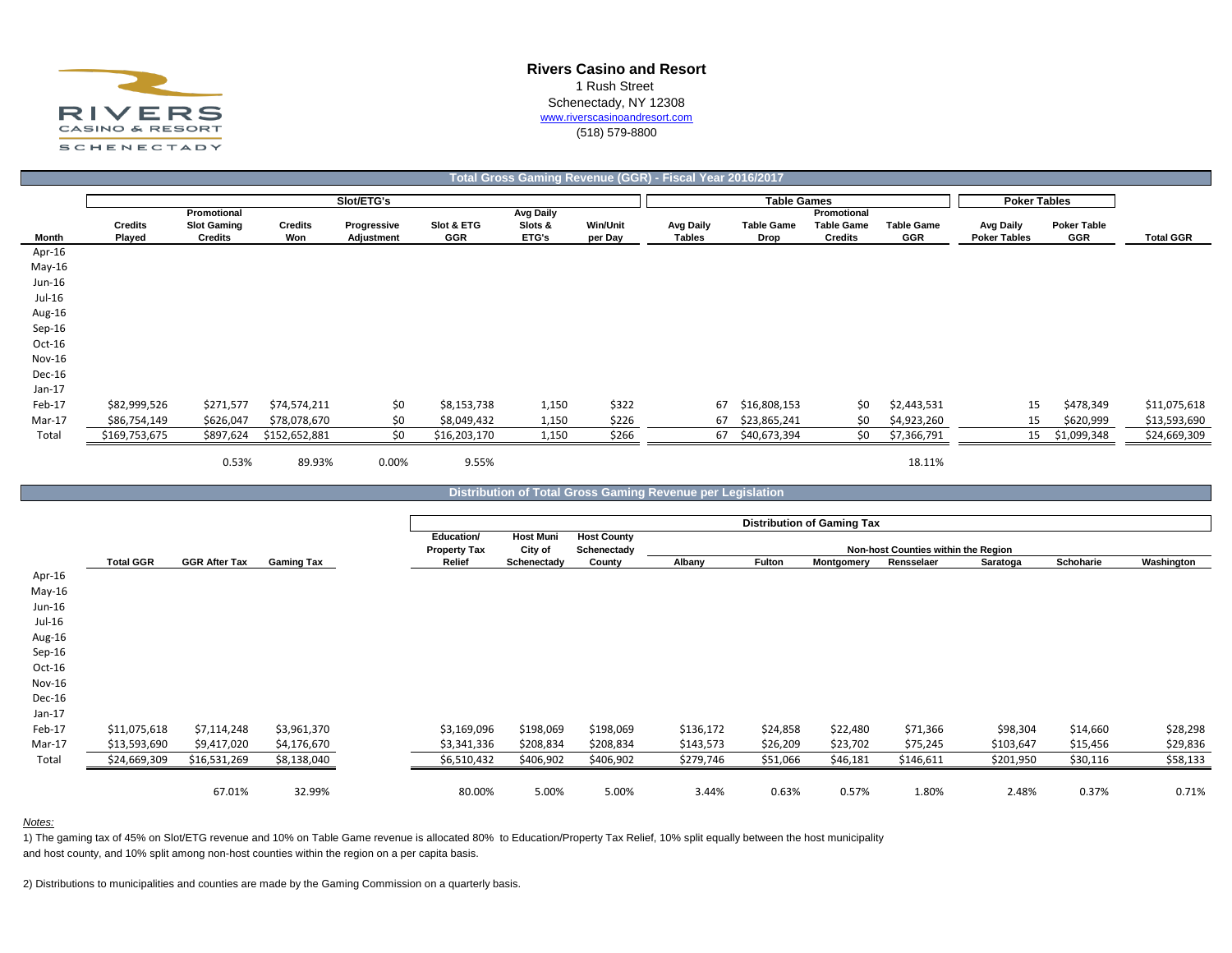**Rivers Casino and Resort**
1 Rush Street
Schenectady, NY 12308
www.riverscasinoandresort.com
(518) 579-8800

## Total Gross Gaming Revenue (GGR) - Fiscal Year 2016/2017

| | Slot/ETG's | | | | | | | Table Games | | | | Poker Tables | | |
|---|---|---|---|---|---|---|---|---|---|---|---|---|---|---|
| Month | Credits Played | Promotional Slot Gaming Credits | Credits Won | Progressive Adjustment | Slot & ETG GGR | Avg Daily Slots & ETG's | Win/Unit per Day | Avg Daily Tables | Table Game Drop | Promotional Table Game Credits | Table Game GGR | Avg Daily Poker Tables | Poker Table GGR | Total GGR |
| Apr-16 | | | | | | | | | | | | | | |
| May-16 | | | | | | | | | | | | | | |
| Jun-16 | | | | | | | | | | | | | | |
| Jul-16 | | | | | | | | | | | | | | |
| Aug-16 | | | | | | | | | | | | | | |
| Sep-16 | | | | | | | | | | | | | | |
| Oct-16 | | | | | | | | | | | | | | |
| Nov-16 | | | | | | | | | | | | | | |
| Dec-16 | | | | | | | | | | | | | | |
| Jan-17 | | | | | | | | | | | | | | |
| Feb-17 | $82,999,526 | $271,577 | $74,574,211 | $0 | $8,153,738 | 1,150 | $322 | 67 | $16,808,153 | $0 | $2,443,531 | 15 | $478,349 | $11,075,618 |
| Mar-17 | $86,754,149 | $626,047 | $78,078,670 | $0 | $8,049,432 | 1,150 | $226 | 67 | $23,865,241 | $0 | $4,923,260 | 15 | $620,999 | $13,593,690 |
| Total | $169,753,675 | $897,624 | $152,652,881 | $0 | $16,203,170 | 1,150 | $266 | 67 | $40,673,394 | $0 | $7,366,791 | 15 | $1,099,348 | $24,669,309 |
| | | 0.53% | 89.93% | 0.00% | 9.55% | | | | | | 18.11% | | | |

## Distribution of Total Gross Gaming Revenue per Legislation

| | | | | Distribution of Gaming Tax | | | | | | | | | |
|---|---|---|---|---|---|---|---|---|---|---|---|---|---|
| | | | | | | | Non-host Counties within the Region | | | | | | |
| Month | Total GGR | GGR After Tax | Gaming Tax | Education/ Property Tax Relief | Host Muni City of Schenectady | Host County Schenectady County | Albany | Fulton | Montgomery | Rensselaer | Saratoga | Schoharie | Washington |
| Apr-16 | | | | | | | | | | | | | |
| May-16 | | | | | | | | | | | | | |
| Jun-16 | | | | | | | | | | | | | |
| Jul-16 | | | | | | | | | | | | | |
| Aug-16 | | | | | | | | | | | | | |
| Sep-16 | | | | | | | | | | | | | |
| Oct-16 | | | | | | | | | | | | | |
| Nov-16 | | | | | | | | | | | | | |
| Dec-16 | | | | | | | | | | | | | |
| Jan-17 | | | | | | | | | | | | | |
| Feb-17 | $11,075,618 | $7,114,248 | $3,961,370 | $3,169,096 | $198,069 | $198,069 | $136,172 | $24,858 | $22,480 | $71,366 | $98,304 | $14,660 | $28,298 |
| Mar-17 | $13,593,690 | $9,417,020 | $4,176,670 | $3,341,336 | $208,834 | $208,834 | $143,573 | $26,209 | $23,702 | $75,245 | $103,647 | $15,456 | $29,836 |
| Total | $24,669,309 | $16,531,269 | $8,138,040 | $6,510,432 | $406,902 | $406,902 | $279,746 | $51,066 | $46,181 | $146,611 | $201,950 | $30,116 | $58,133 |
| | | 67.01% | 32.99% | 80.00% | 5.00% | 5.00% | 3.44% | 0.63% | 0.57% | 1.80% | 2.48% | 0.37% | 0.71% |

*Notes:*

1) The gaming tax of 45% on Slot/ETG revenue and 10% on Table Game revenue is allocated 80% to Education/Property Tax Relief, 10% split equally between the host municipality and host county, and 10% split among non-host counties within the region on a per capita basis.

2) Distributions to municipalities and counties are made by the Gaming Commission on a quarterly basis.